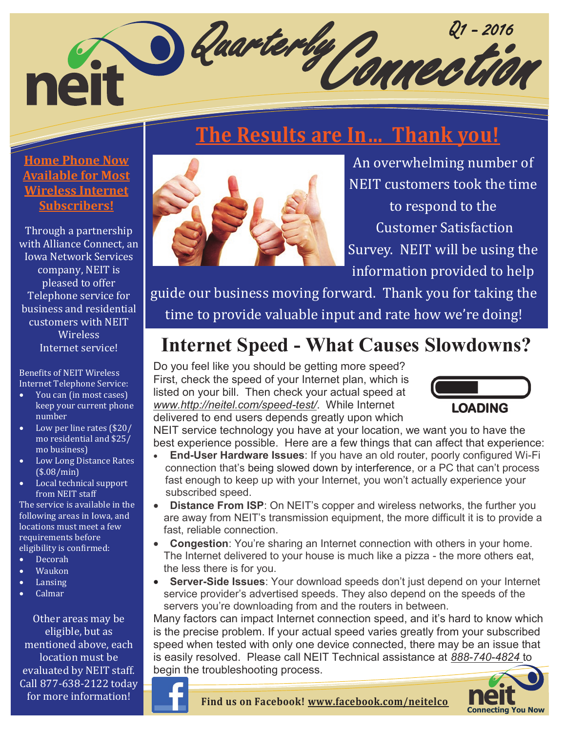# neit Quarterly Connection

Q1 - 2016

## The Results are In… Thank you!

An overwhelming number of NEIT customers took the time to respond to the Customer Satisfaction Survey. NEIT will be using the information provided to help guide our business moving forward. Thank you for taking the time to provide valuable input and rate how we're doing!

## Internet Speed - What Causes Slowdowns?

Do you feel like you should be getting more speed? First, check the speed of your Internet plan, which is listed on your bill. Then check your actual speed at *www.http://neitel.com/speed-test/*. While Internet delivered to end users depends greatly upon which NEIT service technology you have at your location, we want you to have the best experience possible. Here are a few things that can affect that experience:

- **End-User Hardware Issues**: If you have an old router, poorly configured Wi-Fi connection that's being slowed down by interference, or a PC that can't process fast enough to keep up with your Internet, you won't actually experience your subscribed speed.
- **Distance From ISP**: On NEIT's copper and wireless networks, the further you are away from NEIT's transmission equipment, the more difficult it is to provide a fast, reliable connection.
- **Congestion**: You're sharing an Internet connection with others in your home. The Internet delivered to your house is much like a pizza - the more others eat, the less there is for you.
- **Server-Side Issues**: Your download speeds don't just depend on your Internet service provider's advertised speeds. They also depend on the speeds of the servers you're downloading from and the routers in between.

Many factors can impact Internet connection speed, and it's hard to know which is the precise problem. If your actual speed varies greatly from your subscribed speed when tested with only one device connected, there may be an issue that is easily resolved. Please call NEIT Technical assistance at *888-740-4824* to begin the troubleshooting process.

### Home Phone Now Available for Most Wireless Internet Subscribers!

Through a partnership with Alliance Connect, an Iowa Network Services company, NEIT is pleased to offer Telephone service for business and residential customers with NEIT Wireless Internet service!

Benefits of NEIT Wireless Internet Telephone Service:

- You can (in most cases) keep your current phone number
- Low per line rates ($20/mo residential and $25/mo business)
- Low Long Distance Rates ($.08/min)
- Local technical support from NEIT staff

The service is available in the following areas in Iowa, and locations must meet a few requirements before eligibility is confirmed:

- Decorah
- Waukon
- Lansing
- Calmar

Other areas may be eligible, but as mentioned above, each location must be evaluated by NEIT staff. Call 877-638-2122 today for more information!

**Find us on Facebook! www.facebook.com/neitelco**

neit Connecting You Now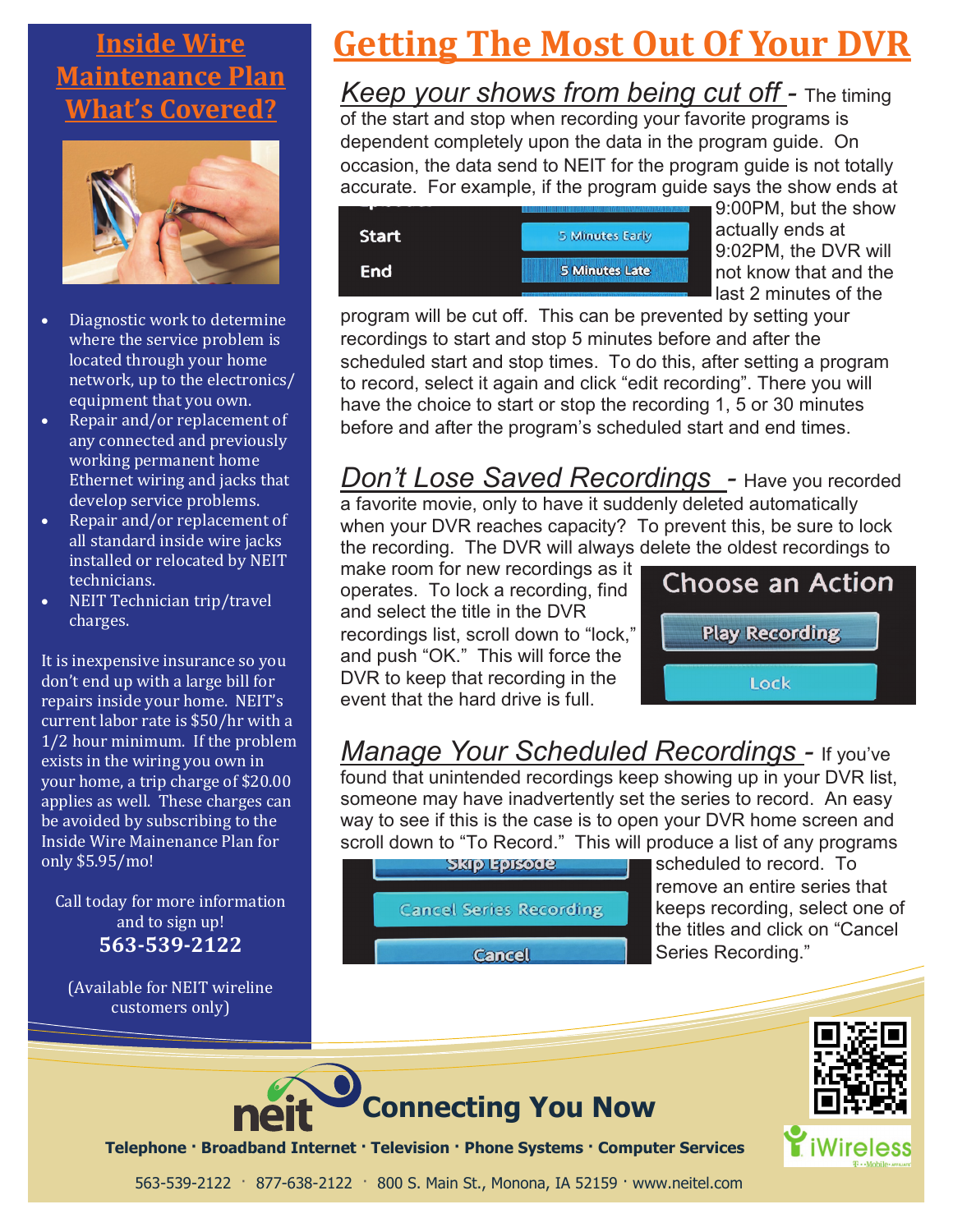# Inside Wire Maintenance Plan What's Covered?

- Diagnostic work to determine where the service problem is located through your home network, up to the electronics/ equipment that you own.
- Repair and/or replacement of any connected and previously working permanent home Ethernet wiring and jacks that develop service problems.
- Repair and/or replacement of all standard inside wire jacks installed or relocated by NEIT technicians.
- NEIT Technician trip/travel charges.

It is inexpensive insurance so you don't end up with a large bill for repairs inside your home. NEIT's current labor rate is $50/hr with a 1/2 hour minimum. If the problem exists in the wiring you own in your home, a trip charge of $20.00 applies as well. These charges can be avoided by subscribing to the Inside Wire Mainenance Plan for only $5.95/mo!

Call today for more information and to sign up!

**563-539-2122**

(Available for NEIT wireline customers only)

# Getting The Most Out Of Your DVR

*Keep your shows from being cut off* - The timing of the start and stop when recording your favorite programs is dependent completely upon the data in the program guide. On occasion, the data send to NEIT for the program guide is not totally accurate. For example, if the program guide says the show ends at 9:00PM, but the show actually ends at 9:02PM, the DVR will not know that and the last 2 minutes of the program will be cut off. This can be prevented by setting your recordings to start and stop 5 minutes before and after the scheduled start and stop times. To do this, after setting a program to record, select it again and click "edit recording". There you will have the choice to start or stop the recording 1, 5 or 30 minutes before and after the program's scheduled start and end times.

Start — 5 Minutes Early
End — 5 Minutes Late

*Don't Lose Saved Recordings* - Have you recorded a favorite movie, only to have it suddenly deleted automatically when your DVR reaches capacity? To prevent this, be sure to lock the recording. The DVR will always delete the oldest recordings to make room for new recordings as it operates. To lock a recording, find and select the title in the DVR recordings list, scroll down to "lock," and push "OK." This will force the DVR to keep that recording in the event that the hard drive is full.

Choose an Action
Play Recording
Lock

*Manage Your Scheduled Recordings* - If you've found that unintended recordings keep showing up in your DVR list, someone may have inadvertently set the series to record. An easy way to see if this is the case is to open your DVR home screen and scroll down to "To Record." This will produce a list of any programs scheduled to record. To remove an entire series that keeps recording, select one of the titles and click on "Cancel Series Recording."

Skip Episode
Cancel Series Recording
Cancel

**neit Connecting You Now**

**Telephone · Broadband Internet · Television · Phone Systems · Computer Services**

iWireless

563-539-2122 · 877-638-2122 · 800 S. Main St., Monona, IA 52159 · www.neitel.com